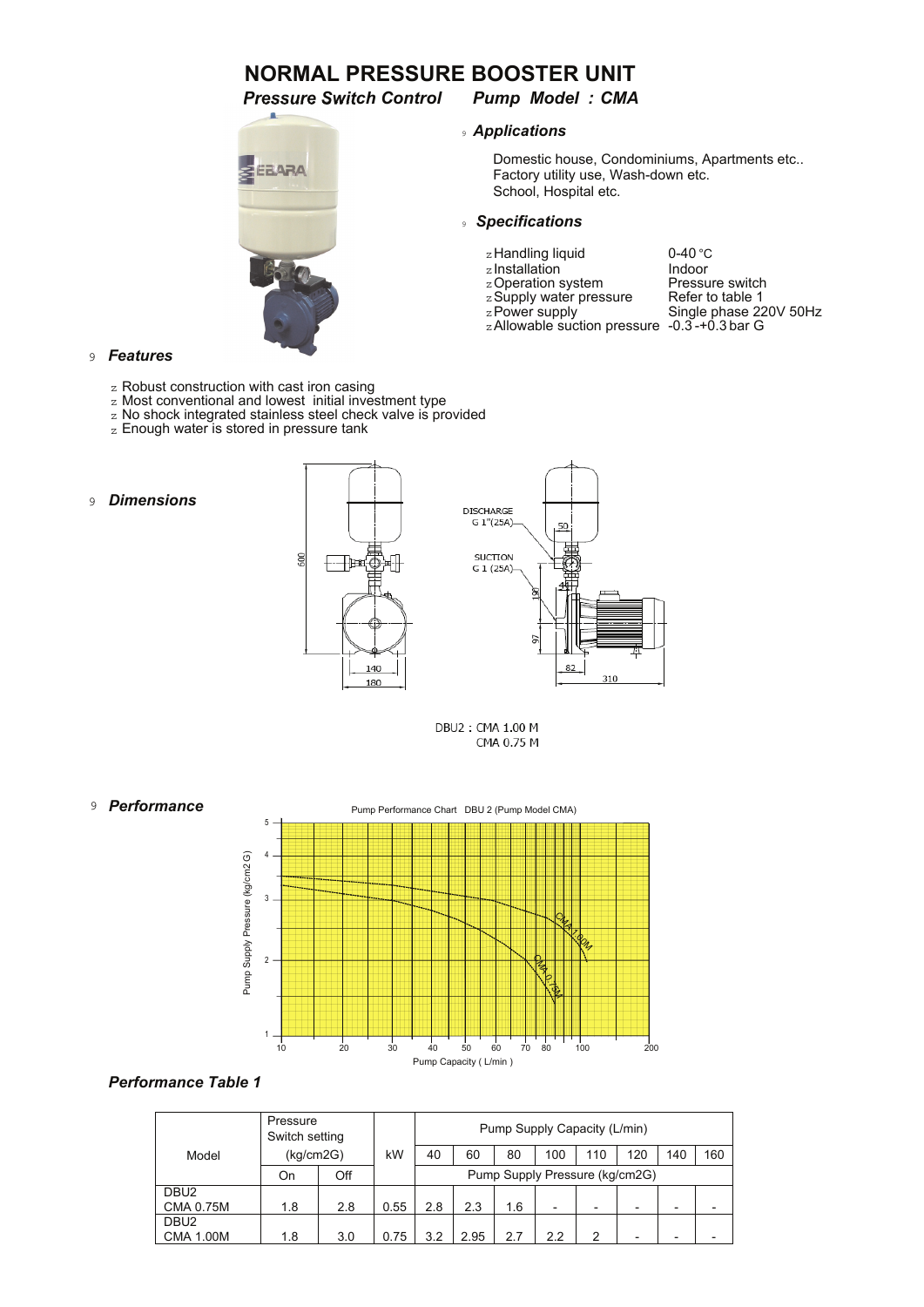# NORMAL PRESSURE BOOSTER UNIT

***Pressure Switch Control     Pump Model : CMA***

## *Applications*

Domestic house, Condominiums, Apartments etc..
Factory utility use, Wash-down etc.
School, Hospital etc.

## *Specifications*

- Handling liquid: 0-40 °C
- Installation: Indoor
- Operation system: Pressure switch
- Supply water pressure: Refer to table 1
- Power supply: Single phase 220V 50Hz
- Allowable suction pressure: -0.3 -+0.3 bar G

## *Features*

- Robust construction with cast iron casing
- Most conventional and lowest initial investment type
- No shock integrated stainless steel check valve is provided
- Enough water is stored in pressure tank

## *Dimensions*

DISCHARGE G 1"(25A)

SUCTION G 1 (25A)

600, 140, 180, 50, 45, 190, 97, 82, 310

DBU2 : CMA 1.00 M
CMA 0.75 M

## *Performance*

Pump Performance Chart DBU 2 (Pump Model CMA)

Pump Supply Pressure (kg/cm2 G)

Pump Capacity ( L/min )

CMA 1.00M

CMA 0.75M

### *Performance Table 1*

| Model | Pressure Switch setting (kg/cm2G) | | kW | Pump Supply Capacity (L/min) | | | | | | | |
|---|---|---|---|---|---|---|---|---|---|---|---|
| | | | | 40 | 60 | 80 | 100 | 110 | 120 | 140 | 160 |
| | On | Off | | Pump Supply Pressure (kg/cm2G) | | | | | | | |
| DBU2 CMA 0.75M | 1.8 | 2.8 | 0.55 | 2.8 | 2.3 | 1.6 | - | - | - | - | - |
| DBU2 CMA 1.00M | 1.8 | 3.0 | 0.75 | 3.2 | 2.95 | 2.7 | 2.2 | 2 | - | - | - |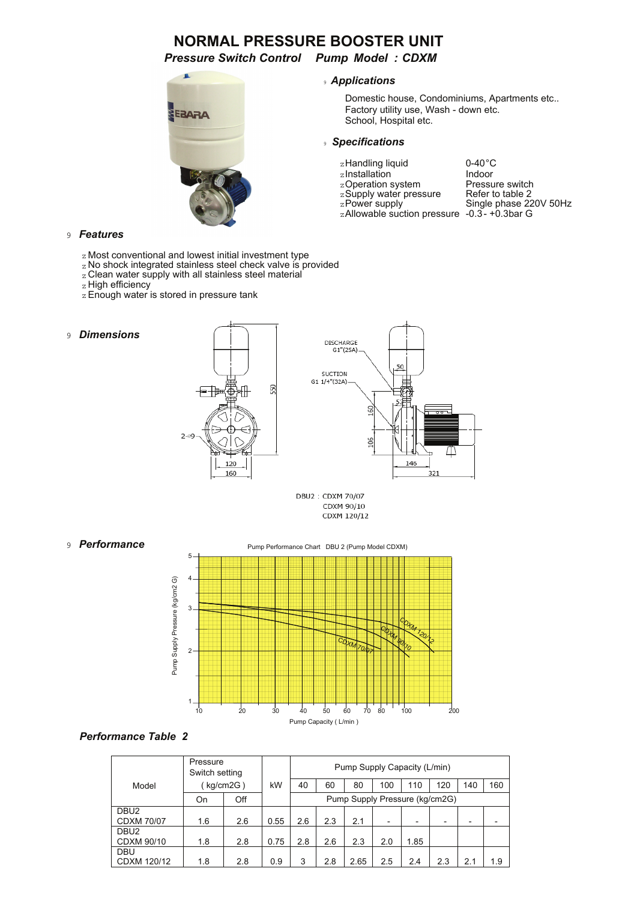# NORMAL PRESSURE BOOSTER UNIT

## Pressure Switch Control    Pump Model : CDXM

### Applications

Domestic house, Condominiums, Apartments etc..
Factory utility use, Wash - down etc.
School, Hospital etc.

### Specifications

- Handling liquid: 0-40°C
- Installation: Indoor
- Operation system: Pressure switch
- Supply water pressure: Refer to table 2
- Power supply: Single phase 220V 50Hz
- Allowable suction pressure: -0.3 - +0.3bar G

### Features

- Most conventional and lowest initial investment type
- No shock integrated stainless steel check valve is provided
- Clean water supply with all stainless steel material
- High efficiency
- Enough water is stored in pressure tank

### Dimensions

DISCHARGE G1"(25A)
SUCTION G1 1/4"(32A)

DBU2 : CDXM 70/07
CDXM 90/10
CDXM 120/12

### Performance

Pump Performance Chart DBU 2 (Pump Model CDXM)

### Performance Table 2

| Model | Pressure Switch setting (kg/cm2G) On | Pressure Switch setting (kg/cm2G) Off | kW | Pump Supply Capacity (L/min) 40 | 60 | 80 | 100 | 110 | 120 | 140 | 160 |
|---|---|---|---|---|---|---|---|---|---|---|---|
| | | | | Pump Supply Pressure (kg/cm2G) | | | | | | | |
| DBU2 CDXM 70/07 | 1.6 | 2.6 | 0.55 | 2.6 | 2.3 | 2.1 | - | - | - | - | - |
| DBU2 CDXM 90/10 | 1.8 | 2.8 | 0.75 | 2.8 | 2.6 | 2.3 | 2.0 | 1.85 | | | |
| DBU CDXM 120/12 | 1.8 | 2.8 | 0.9 | 3 | 2.8 | 2.65 | 2.5 | 2.4 | 2.3 | 2.1 | 1.9 |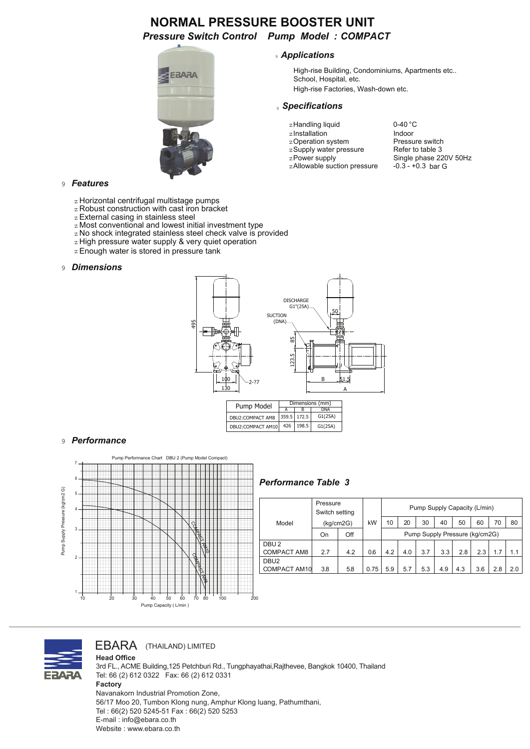# NORMAL PRESSURE BOOSTER UNIT

***Pressure Switch Control   Pump Model : COMPACT***

## *Applications*

High-rise Building, Condominiums, Apartments etc..
School, Hospital, etc.
High-rise Factories, Wash-down etc.

## *Specifications*

| | |
|---|---|
| Handling liquid | 0-40 °C |
| Installation | Indoor |
| Operation system | Pressure switch |
| Supply water pressure | Refer to table 3 |
| Power supply | Single phase 220V 50Hz |
| Allowable suction pressure | -0.3 - +0.3 bar G |

## *Features*

- Horizontal centrifugal multistage pumps
- Robust construction with cast iron bracket
- External casing in stainless steel
- Most conventional and lowest initial investment type
- No shock integrated stainless steel check valve is provided
- High pressure water supply & very quiet operation
- Enough water is stored in pressure tank

## *Dimensions*

DISCHARGE G1"(25A)
SUCTION (DNA)
495
50
85
123.5
100
130
2-?7
B
51.5
A

| Pump Model | Dimensions (mm) A | B | DNA |
|---|---|---|---|
| DBU2:COMPACT AM8 | 359.5 | 172.5 | G1(25A) |
| DBU2:COMPACT AM10 | 426 | 198.5 | G1(25A) |

## *Performance*

Pump Performance Chart DBU 2 (Pump Model Compact)

Pump Supply Pressure (kg/cm2 G)

1
2
3
4
5
6
7

10 20 30 40 50 60 70 80 100 200

Pump Capacity ( L/min )

COMPACT AM10
COMPACT AM8

### *Performance Table 3*

| Model | Pressure Switch setting (kg/cm2G) On | Off | kW | Pump Supply Capacity (L/min) 10 | 20 | 30 | 40 | 50 | 60 | 70 | 80 |
|---|---|---|---|---|---|---|---|---|---|---|---|
| | | | | Pump Supply Pressure (kg/cm2G) | | | | | | | |
| DBU 2 COMPACT AM8 | 2.7 | 4.2 | 0.6 | 4.2 | 4.0 | 3.7 | 3.3 | 2.8 | 2.3 | 1.7 | 1.1 |
| DBU2 COMPACT AM10 | 3.8 | 5.8 | 0.75 | 5.9 | 5.7 | 5.3 | 4.9 | 4.3 | 3.6 | 2.8 | 2.0 |

---

**EBARA** (THAILAND) LIMITED

**Head Office**
3rd FL., ACME Building,125 Petchburi Rd., Tungphayathai,Rajthevee, Bangkok 10400, Thailand
Tel: 66 (2) 612 0322 Fax: 66 (2) 612 0331

**Factory**
Navanakorn Industrial Promotion Zone,
56/17 Moo 20, Tumbon Klong nung, Amphur Klong luang, Pathumthani,
Tel : 66(2) 520 5245-51 Fax : 66(2) 520 5253
E-mail : info@ebara.co.th
Website : www.ebara.co.th